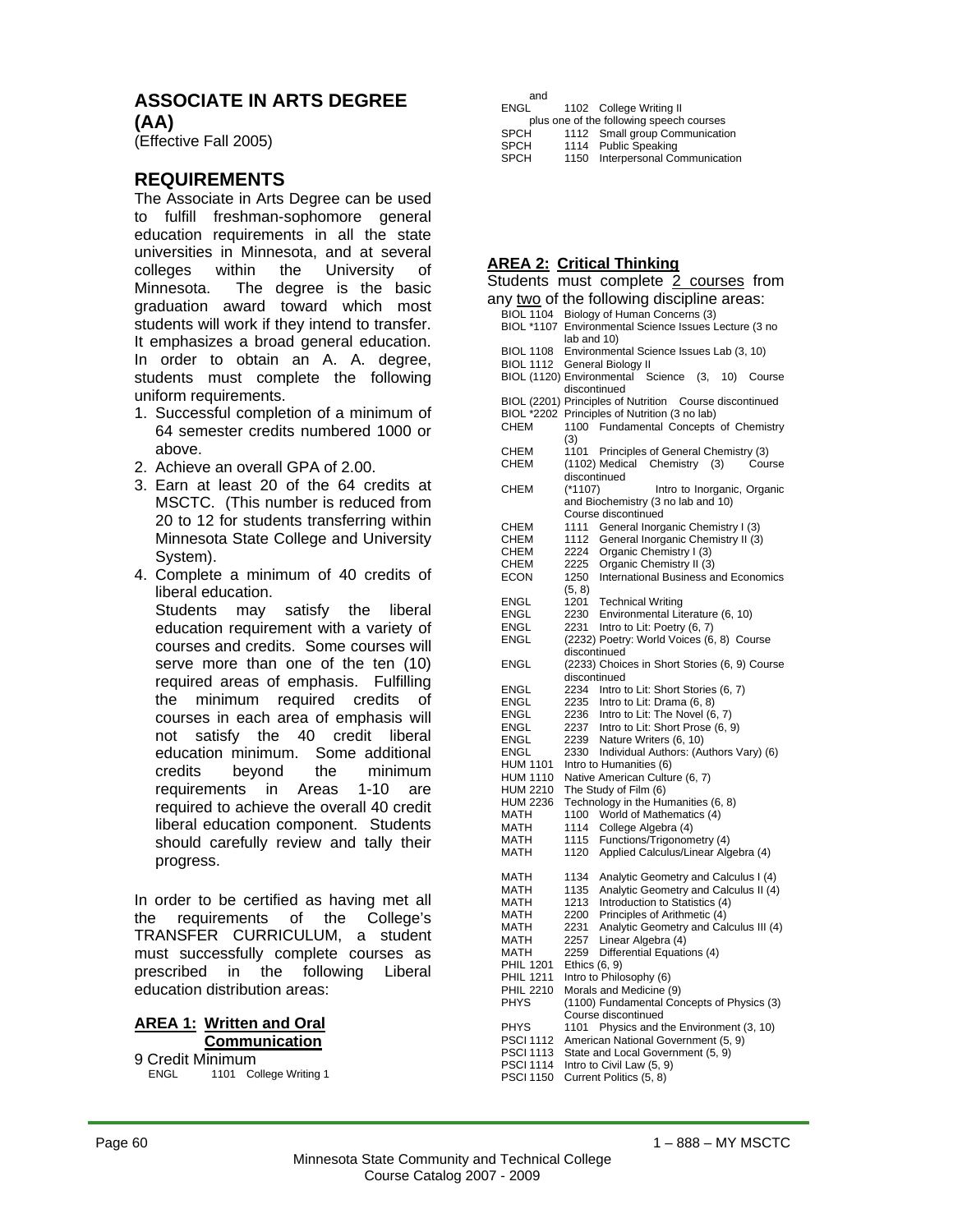# ASSOCIATE IN ARTS DEGREE (AA)

(Effective Fall 2005)

## REQUIREMENTS

The Associate in Arts Degree can be used to fulfill freshman-sophomore general education requirements in all the state universities in Minnesota, and at several colleges within the University of Minnesota. The degree is the basic graduation award toward which most students will work if they intend to transfer. It emphasizes a broad general education. In order to obtain an A. A. degree, students must complete the following uniform requirements.

1. Successful completion of a minimum of 64 semester credits numbered 1000 or above.
2. Achieve an overall GPA of 2.00.
3. Earn at least 20 of the 64 credits at MSCTC. (This number is reduced from 20 to 12 for students transferring within Minnesota State College and University System).
4. Complete a minimum of 40 credits of liberal education.

   Students may satisfy the liberal education requirement with a variety of courses and credits. Some courses will serve more than one of the ten (10) required areas of emphasis. Fulfilling the minimum required credits of courses in each area of emphasis will not satisfy the 40 credit liberal education minimum. Some additional credits beyond the minimum requirements in Areas 1-10 are required to achieve the overall 40 credit liberal education component. Students should carefully review and tally their progress.

In order to be certified as having met all the requirements of the College's TRANSFER CURRICULUM, a student must successfully complete courses as prescribed in the following Liberal education distribution areas:

### AREA 1: Written and Oral Communication

9 Credit Minimum

ENGL 1101 College Writing 1
and
ENGL 1102 College Writing II
plus one of the following speech courses
SPCH 1112 Small group Communication
SPCH 1114 Public Speaking
SPCH 1150 Interpersonal Communication

### AREA 2: Critical Thinking

Students must complete 2 courses from any two of the following discipline areas:

BIOL 1104 Biology of Human Concerns (3)
BIOL *1107 Environmental Science Issues Lecture (3 no lab and 10)
BIOL 1108 Environmental Science Issues Lab (3, 10)
BIOL 1112 General Biology II
BIOL (1120) Environmental Science (3, 10) Course discontinued
BIOL (2201) Principles of Nutrition Course discontinued
BIOL *2202 Principles of Nutrition (3 no lab)
CHEM 1100 Fundamental Concepts of Chemistry (3)
CHEM 1101 Principles of General Chemistry (3)
CHEM (1102) Medical Chemistry (3) Course discontinued
CHEM (*1107) Intro to Inorganic, Organic and Biochemistry (3 no lab and 10) Course discontinued
CHEM 1111 General Inorganic Chemistry I (3)
CHEM 1112 General Inorganic Chemistry II (3)
CHEM 2224 Organic Chemistry I (3)
CHEM 2225 Organic Chemistry II (3)
ECON 1250 International Business and Economics (5, 8)
ENGL 1201 Technical Writing
ENGL 2230 Environmental Literature (6, 10)
ENGL 2231 Intro to Lit: Poetry (6, 7)
ENGL (2232) Poetry: World Voices (6, 8) Course discontinued
ENGL (2233) Choices in Short Stories (6, 9) Course discontinued
ENGL 2234 Intro to Lit: Short Stories (6, 7)
ENGL 2235 Intro to Lit: Drama (6, 8)
ENGL 2236 Intro to Lit: The Novel (6, 7)
ENGL 2237 Intro to Lit: Short Prose (6, 9)
ENGL 2239 Nature Writers (6, 10)
ENGL 2330 Individual Authors: (Authors Vary) (6)
HUM 1101 Intro to Humanities (6)
HUM 1110 Native American Culture (6, 7)
HUM 2210 The Study of Film (6)
HUM 2236 Technology in the Humanities (6, 8)
MATH 1100 World of Mathematics (4)
MATH 1114 College Algebra (4)
MATH 1115 Functions/Trigonometry (4)
MATH 1120 Applied Calculus/Linear Algebra (4)
MATH 1134 Analytic Geometry and Calculus I (4)
MATH 1135 Analytic Geometry and Calculus II (4)
MATH 1213 Introduction to Statistics (4)
MATH 2200 Principles of Arithmetic (4)
MATH 2231 Analytic Geometry and Calculus III (4)
MATH 2257 Linear Algebra (4)
MATH 2259 Differential Equations (4)
PHIL 1201 Ethics (6, 9)
PHIL 1211 Intro to Philosophy (6)
PHIL 2210 Morals and Medicine (9)
PHYS (1100) Fundamental Concepts of Physics (3) Course discontinued
PHYS 1101 Physics and the Environment (3, 10)
PSCI 1112 American National Government (5, 9)
PSCI 1113 State and Local Government (5, 9)
PSCI 1114 Intro to Civil Law (5, 9)
PSCI 1150 Current Politics (5, 8)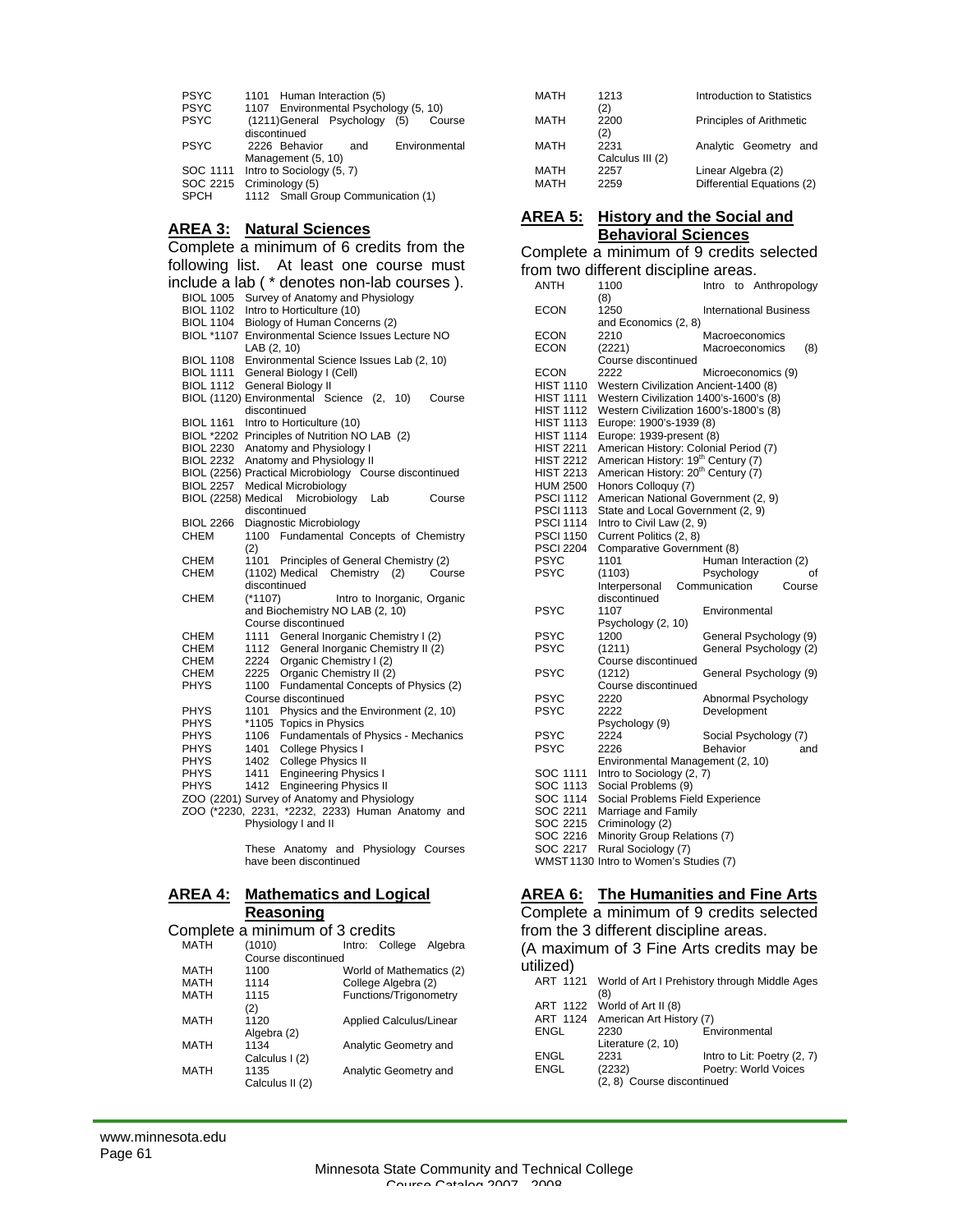| | |
|---|---|
| PSYC | 1101 Human Interaction (5) |
| PSYC | 1107 Environmental Psychology (5, 10) |
| PSYC | (1211) General Psychology (5) Course discontinued |
| PSYC | 2226 Behavior and Environmental Management (5, 10) |
| SOC 1111 | Intro to Sociology (5, 7) |
| SOC 2215 | Criminology (5) |
| SPCH | 1112 Small Group Communication (1) |

## AREA 3: Natural Sciences

Complete a minimum of 6 credits from the following list. At least one course must include a lab ( * denotes non-lab courses ).

| | |
|---|---|
| BIOL 1005 | Survey of Anatomy and Physiology |
| BIOL 1102 | Intro to Horticulture (10) |
| BIOL 1104 | Biology of Human Concerns (2) |
| BIOL *1107 | Environmental Science Issues Lecture NO LAB (2, 10) |
| BIOL 1108 | Environmental Science Issues Lab (2, 10) |
| BIOL 1111 | General Biology I (Cell) |
| BIOL 1112 | General Biology II |
| BIOL (1120) | Environmental Science (2, 10) Course discontinued |
| BIOL 1161 | Intro to Horticulture (10) |
| BIOL *2202 | Principles of Nutrition NO LAB (2) |
| BIOL 2230 | Anatomy and Physiology I |
| BIOL 2232 | Anatomy and Physiology II |
| BIOL (2256) | Practical Microbiology Course discontinued |
| BIOL 2257 | Medical Microbiology |
| BIOL (2258) | Medical Microbiology Lab Course discontinued |
| BIOL 2266 | Diagnostic Microbiology |
| CHEM | 1100 Fundamental Concepts of Chemistry (2) |
| CHEM | 1101 Principles of General Chemistry (2) |
| CHEM | (1102) Medical Chemistry (2) Course discontinued |
| CHEM | (*1107) Intro to Inorganic, Organic and Biochemistry NO LAB (2, 10) Course discontinued |
| CHEM | 1111 General Inorganic Chemistry I (2) |
| CHEM | 1112 General Inorganic Chemistry II (2) |
| CHEM | 2224 Organic Chemistry I (2) |
| CHEM | 2225 Organic Chemistry II (2) |
| PHYS | 1100 Fundamental Concepts of Physics (2) Course discontinued |
| PHYS | 1101 Physics and the Environment (2, 10) |
| PHYS | *1105 Topics in Physics |
| PHYS | 1106 Fundamentals of Physics - Mechanics |
| PHYS | 1401 College Physics I |
| PHYS | 1402 College Physics II |
| PHYS | 1411 Engineering Physics I |
| PHYS | 1412 Engineering Physics II |
| ZOO (2201) | Survey of Anatomy and Physiology |
| ZOO (*2230, 2231, *2232, 2233) | Human Anatomy and Physiology I and II |

These Anatomy and Physiology Courses have been discontinued

## AREA 4: Mathematics and Logical Reasoning

Complete a minimum of 3 credits

| | | |
|---|---|---|
| MATH | (1010) | Intro: College Algebra Course discontinued |
| MATH | 1100 | World of Mathematics (2) |
| MATH | 1114 | College Algebra (2) |
| MATH | 1115 | Functions/Trigonometry (2) |
| MATH | 1120 | Applied Calculus/Linear Algebra (2) |
| MATH | 1134 | Analytic Geometry and Calculus I (2) |
| MATH | 1135 | Analytic Geometry and Calculus II (2) |
| MATH | 1213 | Introduction to Statistics (2) |
| MATH | 2200 | Principles of Arithmetic (2) |
| MATH | 2231 | Analytic Geometry and Calculus III (2) |
| MATH | 2257 | Linear Algebra (2) |
| MATH | 2259 | Differential Equations (2) |

## AREA 5: History and the Social and Behavioral Sciences

Complete a minimum of 9 credits selected from two different discipline areas.

| | | |
|---|---|---|
| ANTH | 1100 | Intro to Anthropology (8) |
| ECON | 1250 | International Business and Economics (2, 8) |
| ECON | 2210 | Macroeconomics |
| ECON | (2221) | Macroeconomics (8) Course discontinued |
| ECON | 2222 | Microeconomics (9) |
| HIST 1110 | | Western Civilization Ancient-1400 (8) |
| HIST 1111 | | Western Civilization 1400's-1600's (8) |
| HIST 1112 | | Western Civilization 1600's-1800's (8) |
| HIST 1113 | | Europe: 1900's-1939 (8) |
| HIST 1114 | | Europe: 1939-present (8) |
| HIST 2211 | | American History: Colonial Period (7) |
| HIST 2212 | | American History: 19th Century (7) |
| HIST 2213 | | American History: 20th Century (7) |
| HUM 2500 | | Honors Colloquy (7) |
| PSCI 1112 | | American National Government (2, 9) |
| PSCI 1113 | | State and Local Government (2, 9) |
| PSCI 1114 | | Intro to Civil Law (2, 9) |
| PSCI 1150 | | Current Politics (2, 8) |
| PSCI 2204 | | Comparative Government (8) |
| PSYC | 1101 | Human Interaction (2) |
| PSYC | (1103) | Psychology of Interpersonal Communication Course discontinued |
| PSYC | 1107 | Environmental Psychology (2, 10) |
| PSYC | 1200 | General Psychology (9) |
| PSYC | (1211) | General Psychology (2) Course discontinued |
| PSYC | (1212) | General Psychology (9) Course discontinued |
| PSYC | 2220 | Abnormal Psychology |
| PSYC | 2222 | Development Psychology (9) |
| PSYC | 2224 | Social Psychology (7) |
| PSYC | 2226 | Behavior and Environmental Management (2, 10) |
| SOC 1111 | | Intro to Sociology (2, 7) |
| SOC 1113 | | Social Problems (9) |
| SOC 1114 | | Social Problems Field Experience |
| SOC 2211 | | Marriage and Family |
| SOC 2215 | | Criminology (2) |
| SOC 2216 | | Minority Group Relations (7) |
| SOC 2217 | | Rural Sociology (7) |
| WMST 1130 | | Intro to Women's Studies (7) |

## AREA 6: The Humanities and Fine Arts

Complete a minimum of 9 credits selected from the 3 different discipline areas.
(A maximum of 3 Fine Arts credits may be utilized)

| | | |
|---|---|---|
| ART 1121 | | World of Art I Prehistory through Middle Ages (8) |
| ART 1122 | | World of Art II (8) |
| ART 1124 | | American Art History (7) |
| ENGL | 2230 | Environmental Literature (2, 10) |
| ENGL | 2231 | Intro to Lit: Poetry (2, 7) |
| ENGL | (2232) | Poetry: World Voices (2, 8) Course discontinued |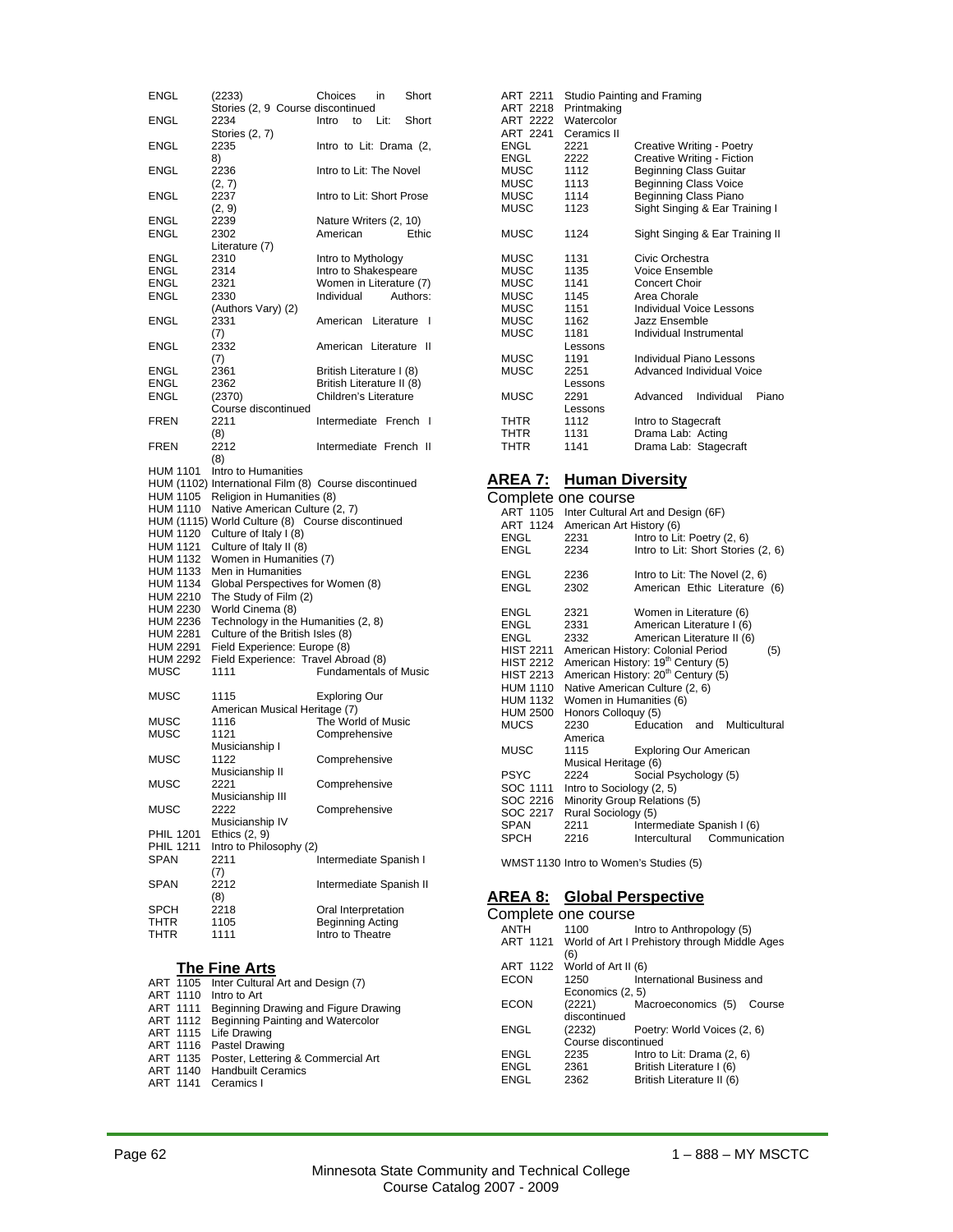ENGL (2233) Choices in Short Stories (2, 9 Course discontinued
ENGL 2234 Intro to Lit: Short Stories (2, 7)
ENGL 2235 Intro to Lit: Drama (2, 8)
ENGL 2236 Intro to Lit: The Novel (2, 7)
ENGL 2237 Intro to Lit: Short Prose (2, 9)
ENGL 2239 Nature Writers (2, 10)
ENGL 2302 American Ethic Literature (7)
ENGL 2310 Intro to Mythology
ENGL 2314 Intro to Shakespeare
ENGL 2321 Women in Literature (7)
ENGL 2330 Individual Authors: (Authors Vary) (2)
ENGL 2331 American Literature I (7)
ENGL 2332 American Literature II (7)
ENGL 2361 British Literature I (8)
ENGL 2362 British Literature II (8)
ENGL (2370) Children's Literature Course discontinued
FREN 2211 Intermediate French I (8)
FREN 2212 Intermediate French II (8)
HUM 1101 Intro to Humanities
HUM (1102) International Film (8) Course discontinued
HUM 1105 Religion in Humanities (8)
HUM 1110 Native American Culture (2, 7)
HUM (1115) World Culture (8) Course discontinued
HUM 1120 Culture of Italy I (8)
HUM 1121 Culture of Italy II (8)
HUM 1132 Women in Humanities (7)
HUM 1133 Men in Humanities
HUM 1134 Global Perspectives for Women (8)
HUM 2210 The Study of Film (2)
HUM 2230 World Cinema (8)
HUM 2236 Technology in the Humanities (2, 8)
HUM 2281 Culture of the British Isles (8)
HUM 2291 Field Experience: Europe (8)
HUM 2292 Field Experience: Travel Abroad (8)
MUSC 1111 Fundamentals of Music
MUSC 1115 Exploring Our American Musical Heritage (7)
MUSC 1116 The World of Music
MUSC 1121 Comprehensive Musicianship I
MUSC 1122 Comprehensive Musicianship II
MUSC 2221 Comprehensive Musicianship III
MUSC 2222 Comprehensive Musicianship IV
PHIL 1201 Ethics (2, 9)
PHIL 1211 Intro to Philosophy (2)
SPAN 2211 Intermediate Spanish I (7)
SPAN 2212 Intermediate Spanish II (8)
SPCH 2218 Oral Interpretation
THTR 1105 Beginning Acting
THTR 1111 Intro to Theatre

## The Fine Arts

ART 1105 Inter Cultural Art and Design (7)
ART 1110 Intro to Art
ART 1111 Beginning Drawing and Figure Drawing
ART 1112 Beginning Painting and Watercolor
ART 1115 Life Drawing
ART 1116 Pastel Drawing
ART 1135 Poster, Lettering & Commercial Art
ART 1140 Handbuilt Ceramics
ART 1141 Ceramics I
ART 2211 Studio Painting and Framing
ART 2218 Printmaking
ART 2222 Watercolor
ART 2241 Ceramics II
ENGL 2221 Creative Writing - Poetry
ENGL 2222 Creative Writing - Fiction
MUSC 1112 Beginning Class Guitar
MUSC 1113 Beginning Class Voice
MUSC 1114 Beginning Class Piano
MUSC 1123 Sight Singing & Ear Training I
MUSC 1124 Sight Singing & Ear Training II
MUSC 1131 Civic Orchestra
MUSC 1135 Voice Ensemble
MUSC 1141 Concert Choir
MUSC 1145 Area Chorale
MUSC 1151 Individual Voice Lessons
MUSC 1162 Jazz Ensemble
MUSC 1181 Individual Instrumental Lessons
MUSC 1191 Individual Piano Lessons
MUSC 2251 Advanced Individual Voice Lessons
MUSC 2291 Advanced Individual Piano Lessons
THTR 1112 Intro to Stagecraft
THTR 1131 Drama Lab: Acting
THTR 1141 Drama Lab: Stagecraft

## AREA 7: Human Diversity

Complete one course

ART 1105 Inter Cultural Art and Design (6F)
ART 1124 American Art History (6)
ENGL 2231 Intro to Lit: Poetry (2, 6)
ENGL 2234 Intro to Lit: Short Stories (2, 6)
ENGL 2236 Intro to Lit: The Novel (2, 6)
ENGL 2302 American Ethic Literature (6)
ENGL 2321 Women in Literature (6)
ENGL 2331 American Literature I (6)
ENGL 2332 American Literature II (6)
HIST 2211 American History: Colonial Period (5)
HIST 2212 American History: 19th Century (5)
HIST 2213 American History: 20th Century (5)
HUM 1110 Native American Culture (2, 6)
HUM 1132 Women in Humanities (6)
HUM 2500 Honors Colloquy (5)
MUCS 2230 Education and Multicultural America
MUSC 1115 Exploring Our American Musical Heritage (6)
PSYC 2224 Social Psychology (5)
SOC 1111 Intro to Sociology (2, 5)
SOC 2216 Minority Group Relations (5)
SOC 2217 Rural Sociology (5)
SPAN 2211 Intermediate Spanish I (6)
SPCH 2216 Intercultural Communication

WMST 1130 Intro to Women's Studies (5)

## AREA 8: Global Perspective

Complete one course

ANTH 1100 Intro to Anthropology (5)
ART 1121 World of Art I Prehistory through Middle Ages (6)
ART 1122 World of Art II (6)
ECON 1250 International Business and Economics (2, 5)
ECON (2221) Macroeconomics (5) Course discontinued
ENGL (2232) Poetry: World Voices (2, 6) Course discontinued
ENGL 2235 Intro to Lit: Drama (2, 6)
ENGL 2361 British Literature I (6)
ENGL 2362 British Literature II (6)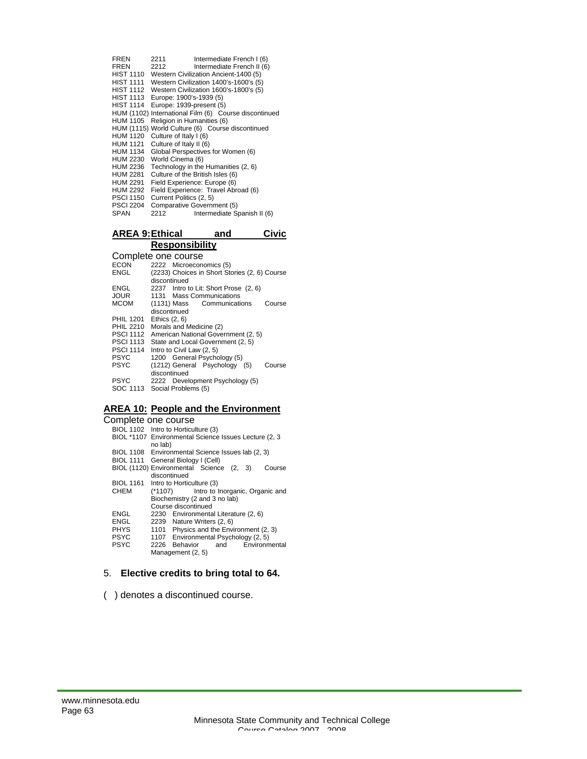FREN 2211 Intermediate French I (6)
FREN 2212 Intermediate French II (6)
HIST 1110 Western Civilization Ancient-1400 (5)
HIST 1111 Western Civilization 1400's-1600's (5)
HIST 1112 Western Civilization 1600's-1800's (5)
HIST 1113 Europe: 1900's-1939 (5)
HIST 1114 Europe: 1939-present (5)
HUM (1102) International Film (6) Course discontinued
HUM 1105 Religion in Humanities (6)
HUM (1115) World Culture (6) Course discontinued
HUM 1120 Culture of Italy I (6)
HUM 1121 Culture of Italy II (6)
HUM 1134 Global Perspectives for Women (6)
HUM 2230 World Cinema (6)
HUM 2236 Technology in the Humanities (2, 6)
HUM 2281 Culture of the British Isles (6)
HUM 2291 Field Experience: Europe (6)
HUM 2292 Field Experience: Travel Abroad (6)
PSCI 1150 Current Politics (2, 5)
PSCI 2204 Comparative Government (5)
SPAN 2212 Intermediate Spanish II (6)

## AREA 9: Ethical and Civic Responsibility

Complete one course

ECON 2222 Microeconomics (5)
ENGL (2233) Choices in Short Stories (2, 6) Course discontinued
ENGL 2237 Intro to Lit: Short Prose (2, 6)
JOUR 1131 Mass Communications
MCOM (1131) Mass Communications Course discontinued
PHIL 1201 Ethics (2, 6)
PHIL 2210 Morals and Medicine (2)
PSCI 1112 American National Government (2, 5)
PSCI 1113 State and Local Government (2, 5)
PSCI 1114 Intro to Civil Law (2, 5)
PSYC 1200 General Psychology (5)
PSYC (1212) General Psychology (5) Course discontinued
PSYC 2222 Development Psychology (5)
SOC 1113 Social Problems (5)

## AREA 10: People and the Environment

Complete one course

BIOL 1102 Intro to Horticulture (3)
BIOL *1107 Environmental Science Issues Lecture (2, 3 no lab)
BIOL 1108 Environmental Science Issues lab (2, 3)
BIOL 1111 General Biology I (Cell)
BIOL (1120) Environmental Science (2, 3) Course discontinued
BIOL 1161 Intro to Horticulture (3)
CHEM (*1107) Intro to Inorganic, Organic and Biochemistry (2 and 3 no lab) Course discontinued
ENGL 2230 Environmental Literature (2, 6)
ENGL 2239 Nature Writers (2, 6)
PHYS 1101 Physics and the Environment (2, 3)
PSYC 1107 Environmental Psychology (2, 5)
PSYC 2226 Behavior and Environmental Management (2, 5)

5. **Elective credits to bring total to 64.**

( ) denotes a discontinued course.